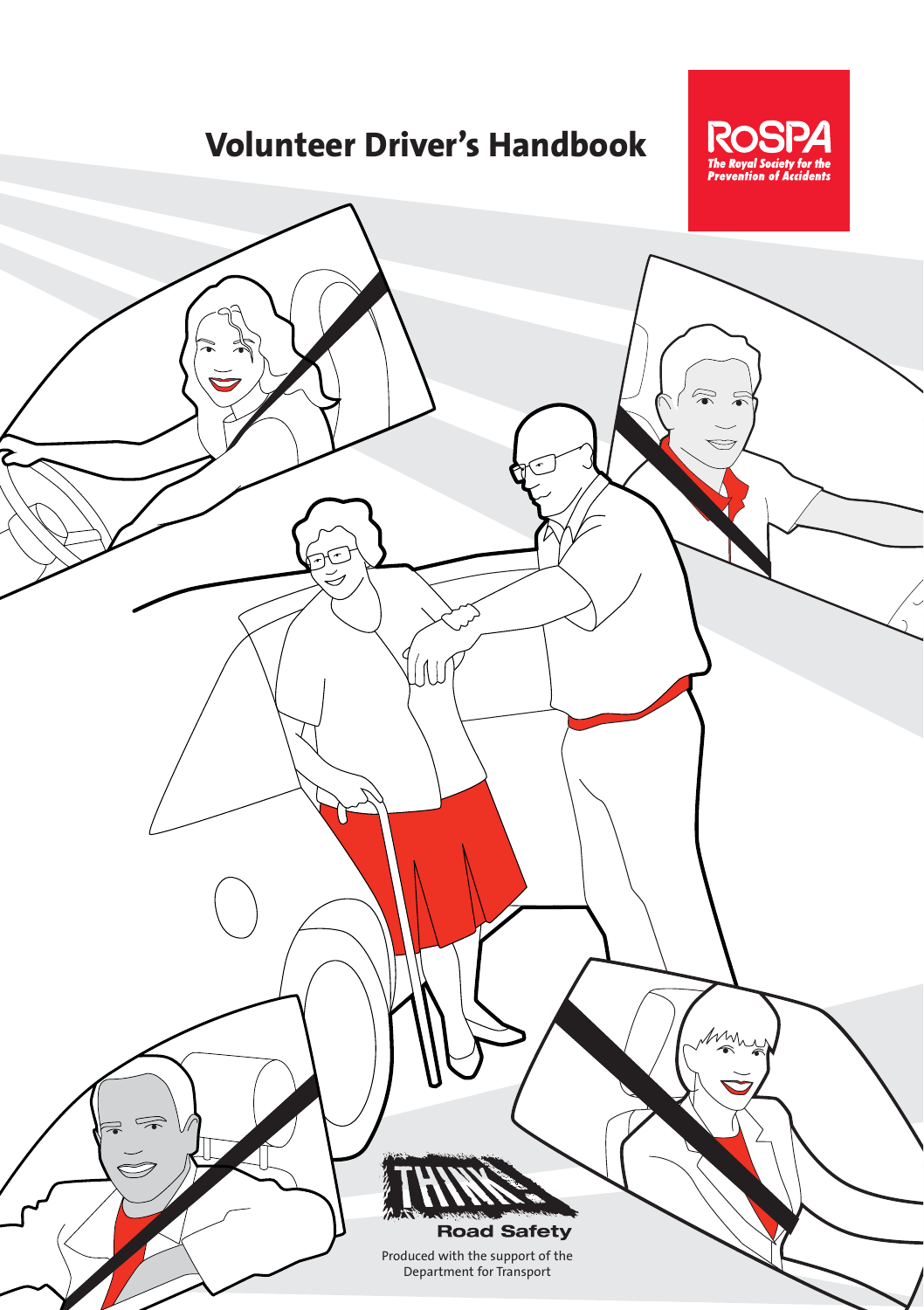# Volunteer Driver's Handbook

RoSPA
*The Royal Society for the Prevention of Accidents*

THINK! Road Safety

Produced with the support of the Department for Transport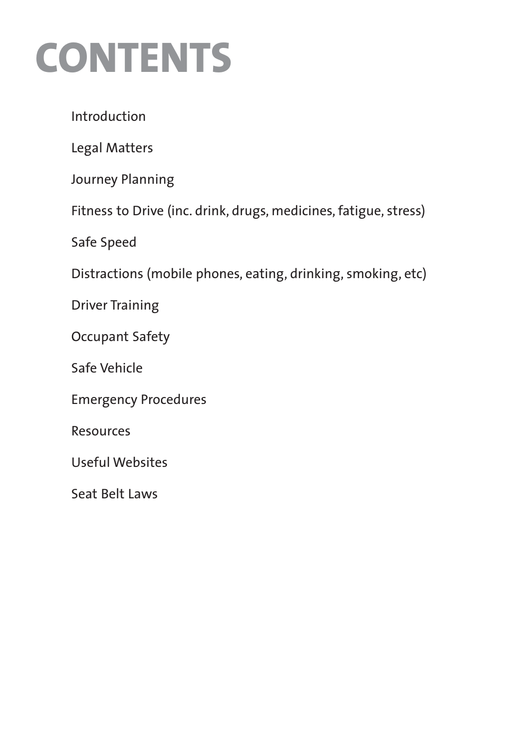# CONTENTS

Introduction

Legal Matters

Journey Planning

Fitness to Drive (inc. drink, drugs, medicines, fatigue, stress)

Safe Speed

Distractions (mobile phones, eating, drinking, smoking, etc)

Driver Training

Occupant Safety

Safe Vehicle

Emergency Procedures

Resources

Useful Websites

Seat Belt Laws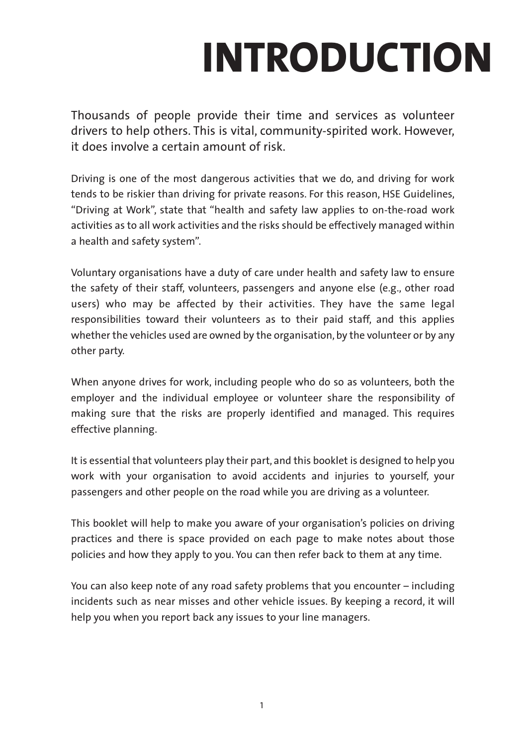# INTRODUCTION

Thousands of people provide their time and services as volunteer drivers to help others. This is vital, community-spirited work. However, it does involve a certain amount of risk.

Driving is one of the most dangerous activities that we do, and driving for work tends to be riskier than driving for private reasons. For this reason, HSE Guidelines, "Driving at Work", state that "health and safety law applies to on-the-road work activities as to all work activities and the risks should be effectively managed within a health and safety system".

Voluntary organisations have a duty of care under health and safety law to ensure the safety of their staff, volunteers, passengers and anyone else (e.g., other road users) who may be affected by their activities. They have the same legal responsibilities toward their volunteers as to their paid staff, and this applies whether the vehicles used are owned by the organisation, by the volunteer or by any other party.

When anyone drives for work, including people who do so as volunteers, both the employer and the individual employee or volunteer share the responsibility of making sure that the risks are properly identified and managed. This requires effective planning.

It is essential that volunteers play their part, and this booklet is designed to help you work with your organisation to avoid accidents and injuries to yourself, your passengers and other people on the road while you are driving as a volunteer.

This booklet will help to make you aware of your organisation's policies on driving practices and there is space provided on each page to make notes about those policies and how they apply to you. You can then refer back to them at any time.

You can also keep note of any road safety problems that you encounter – including incidents such as near misses and other vehicle issues. By keeping a record, it will help you when you report back any issues to your line managers.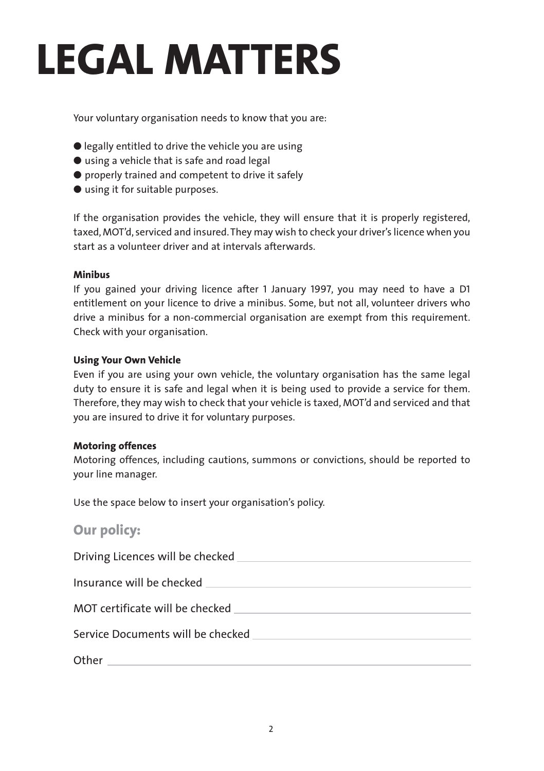# LEGAL MATTERS

Your voluntary organisation needs to know that you are:

- legally entitled to drive the vehicle you are using
- using a vehicle that is safe and road legal
- properly trained and competent to drive it safely
- using it for suitable purposes.

If the organisation provides the vehicle, they will ensure that it is properly registered, taxed, MOT'd, serviced and insured. They may wish to check your driver's licence when you start as a volunteer driver and at intervals afterwards.

**Minibus**

If you gained your driving licence after 1 January 1997, you may need to have a D1 entitlement on your licence to drive a minibus. Some, but not all, volunteer drivers who drive a minibus for a non-commercial organisation are exempt from this requirement. Check with your organisation.

**Using Your Own Vehicle**

Even if you are using your own vehicle, the voluntary organisation has the same legal duty to ensure it is safe and legal when it is being used to provide a service for them. Therefore, they may wish to check that your vehicle is taxed, MOT'd and serviced and that you are insured to drive it for voluntary purposes.

**Motoring offences**

Motoring offences, including cautions, summons or convictions, should be reported to your line manager.

Use the space below to insert your organisation's policy.

## Our policy:

Driving Licences will be checked ______________________________

Insurance will be checked ______________________________

MOT certificate will be checked ______________________________

Service Documents will be checked ______________________________

Other ______________________________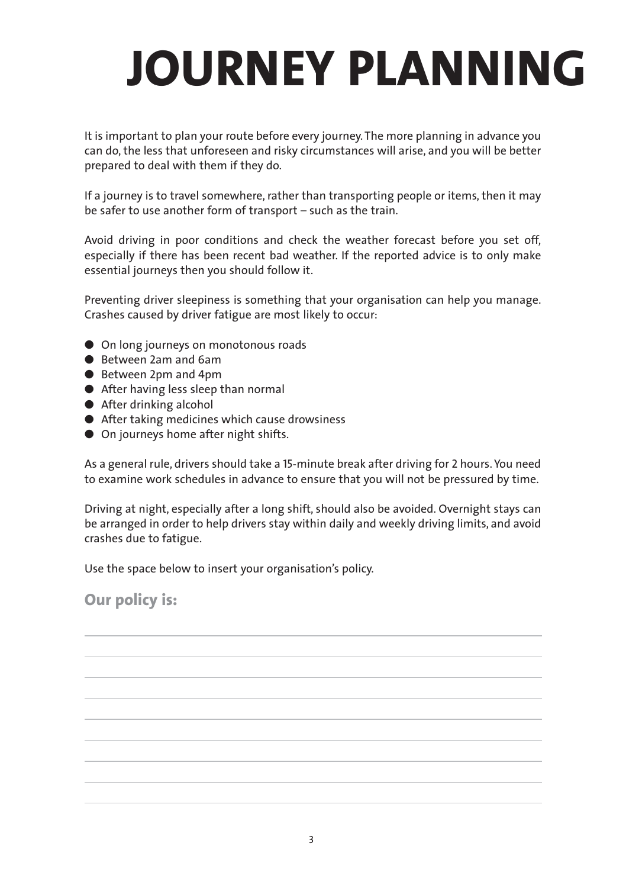# JOURNEY PLANNING

It is important to plan your route before every journey. The more planning in advance you can do, the less that unforeseen and risky circumstances will arise, and you will be better prepared to deal with them if they do.

If a journey is to travel somewhere, rather than transporting people or items, then it may be safer to use another form of transport – such as the train.

Avoid driving in poor conditions and check the weather forecast before you set off, especially if there has been recent bad weather. If the reported advice is to only make essential journeys then you should follow it.

Preventing driver sleepiness is something that your organisation can help you manage. Crashes caused by driver fatigue are most likely to occur:

- On long journeys on monotonous roads
- Between 2am and 6am
- Between 2pm and 4pm
- After having less sleep than normal
- After drinking alcohol
- After taking medicines which cause drowsiness
- On journeys home after night shifts.

As a general rule, drivers should take a 15-minute break after driving for 2 hours. You need to examine work schedules in advance to ensure that you will not be pressured by time.

Driving at night, especially after a long shift, should also be avoided. Overnight stays can be arranged in order to help drivers stay within daily and weekly driving limits, and avoid crashes due to fatigue.

Use the space below to insert your organisation's policy.

## Our policy is: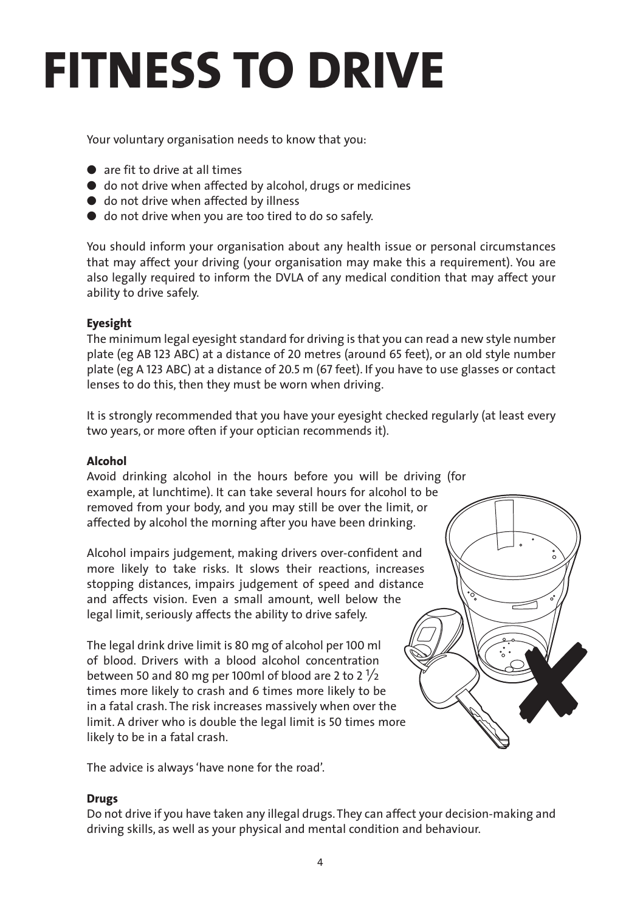# FITNESS TO DRIVE

Your voluntary organisation needs to know that you:

- are fit to drive at all times
- do not drive when affected by alcohol, drugs or medicines
- do not drive when affected by illness
- do not drive when you are too tired to do so safely.

You should inform your organisation about any health issue or personal circumstances that may affect your driving (your organisation may make this a requirement). You are also legally required to inform the DVLA of any medical condition that may affect your ability to drive safely.

### Eyesight

The minimum legal eyesight standard for driving is that you can read a new style number plate (eg AB 123 ABC) at a distance of 20 metres (around 65 feet), or an old style number plate (eg A 123 ABC) at a distance of 20.5 m (67 feet). If you have to use glasses or contact lenses to do this, then they must be worn when driving.

It is strongly recommended that you have your eyesight checked regularly (at least every two years, or more often if your optician recommends it).

### Alcohol

Avoid drinking alcohol in the hours before you will be driving (for example, at lunchtime). It can take several hours for alcohol to be removed from your body, and you may still be over the limit, or affected by alcohol the morning after you have been drinking.

Alcohol impairs judgement, making drivers over-confident and more likely to take risks. It slows their reactions, increases stopping distances, impairs judgement of speed and distance and affects vision. Even a small amount, well below the legal limit, seriously affects the ability to drive safely.

The legal drink drive limit is 80 mg of alcohol per 100 ml of blood. Drivers with a blood alcohol concentration between 50 and 80 mg per 100ml of blood are 2 to 2 ½ times more likely to crash and 6 times more likely to be in a fatal crash. The risk increases massively when over the limit. A driver who is double the legal limit is 50 times more likely to be in a fatal crash.

The advice is always 'have none for the road'.

### Drugs

Do not drive if you have taken any illegal drugs. They can affect your decision-making and driving skills, as well as your physical and mental condition and behaviour.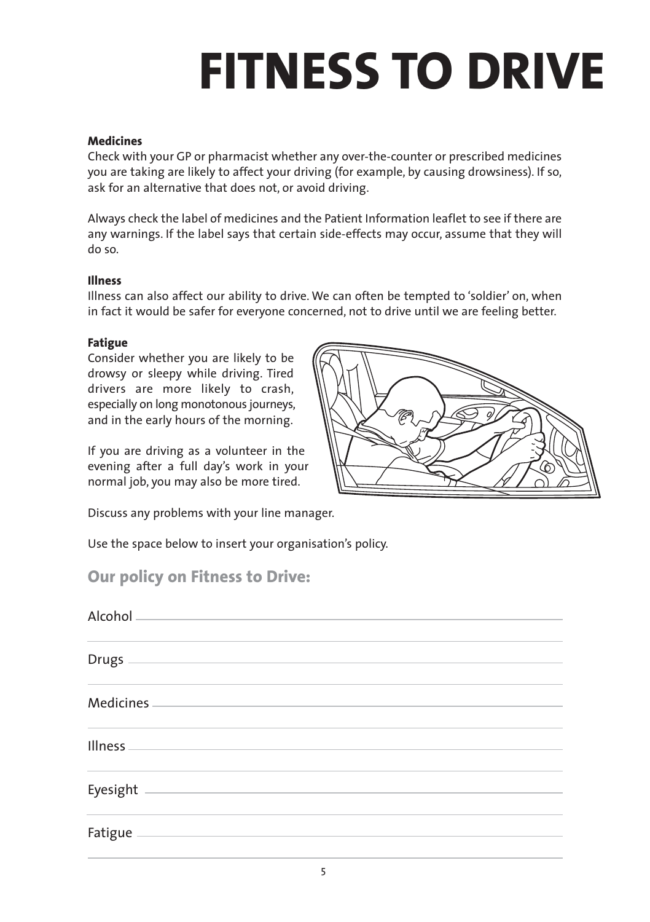# FITNESS TO DRIVE

### Medicines

Check with your GP or pharmacist whether any over-the-counter or prescribed medicines you are taking are likely to affect your driving (for example, by causing drowsiness). If so, ask for an alternative that does not, or avoid driving.

Always check the label of medicines and the Patient Information leaflet to see if there are any warnings. If the label says that certain side-effects may occur, assume that they will do so.

### Illness

Illness can also affect our ability to drive. We can often be tempted to 'soldier' on, when in fact it would be safer for everyone concerned, not to drive until we are feeling better.

### Fatigue

Consider whether you are likely to be drowsy or sleepy while driving. Tired drivers are more likely to crash, especially on long monotonous journeys, and in the early hours of the morning.

If you are driving as a volunteer in the evening after a full day's work in your normal job, you may also be more tired.

Discuss any problems with your line manager.

Use the space below to insert your organisation's policy.

## Our policy on Fitness to Drive:

Alcohol ____________________________________________

____________________________________________

Drugs ____________________________________________

____________________________________________

Medicines ____________________________________________

____________________________________________

Illness ____________________________________________

____________________________________________

Eyesight ____________________________________________

____________________________________________

Fatigue ____________________________________________

____________________________________________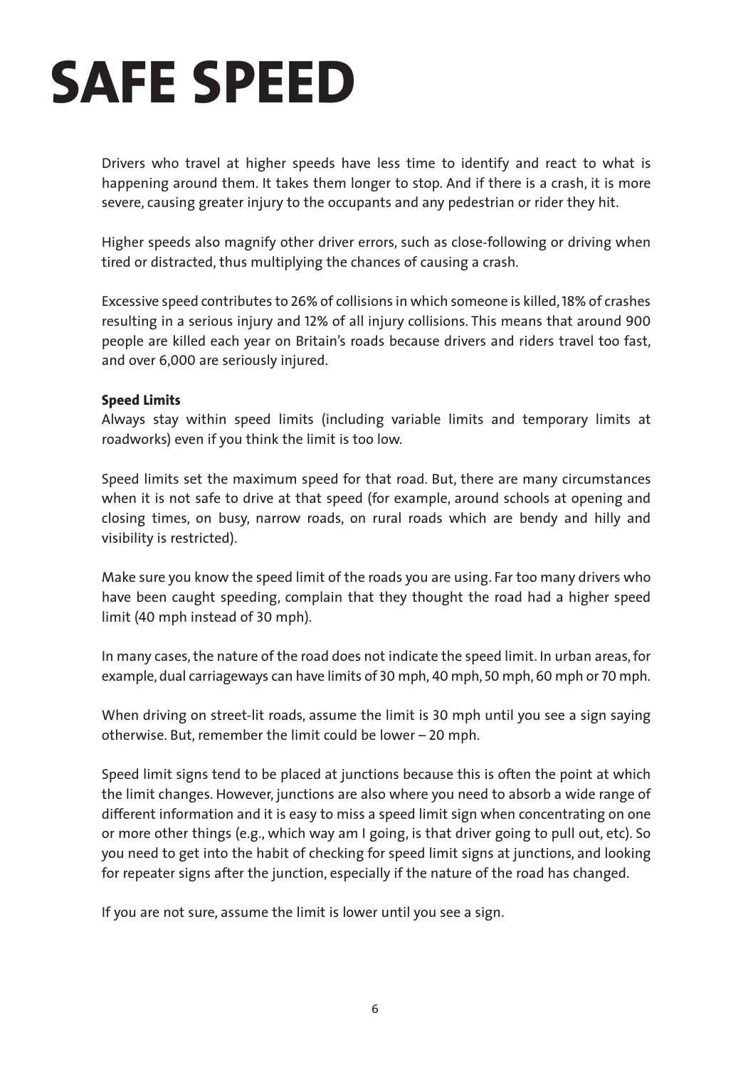# SAFE SPEED

Drivers who travel at higher speeds have less time to identify and react to what is happening around them. It takes them longer to stop. And if there is a crash, it is more severe, causing greater injury to the occupants and any pedestrian or rider they hit.

Higher speeds also magnify other driver errors, such as close-following or driving when tired or distracted, thus multiplying the chances of causing a crash.

Excessive speed contributes to 26% of collisions in which someone is killed, 18% of crashes resulting in a serious injury and 12% of all injury collisions. This means that around 900 people are killed each year on Britain's roads because drivers and riders travel too fast, and over 6,000 are seriously injured.

**Speed Limits**

Always stay within speed limits (including variable limits and temporary limits at roadworks) even if you think the limit is too low.

Speed limits set the maximum speed for that road. But, there are many circumstances when it is not safe to drive at that speed (for example, around schools at opening and closing times, on busy, narrow roads, on rural roads which are bendy and hilly and visibility is restricted).

Make sure you know the speed limit of the roads you are using. Far too many drivers who have been caught speeding, complain that they thought the road had a higher speed limit (40 mph instead of 30 mph).

In many cases, the nature of the road does not indicate the speed limit. In urban areas, for example, dual carriageways can have limits of 30 mph, 40 mph, 50 mph, 60 mph or 70 mph.

When driving on street-lit roads, assume the limit is 30 mph until you see a sign saying otherwise. But, remember the limit could be lower – 20 mph.

Speed limit signs tend to be placed at junctions because this is often the point at which the limit changes. However, junctions are also where you need to absorb a wide range of different information and it is easy to miss a speed limit sign when concentrating on one or more other things (e.g., which way am I going, is that driver going to pull out, etc). So you need to get into the habit of checking for speed limit signs at junctions, and looking for repeater signs after the junction, especially if the nature of the road has changed.

If you are not sure, assume the limit is lower until you see a sign.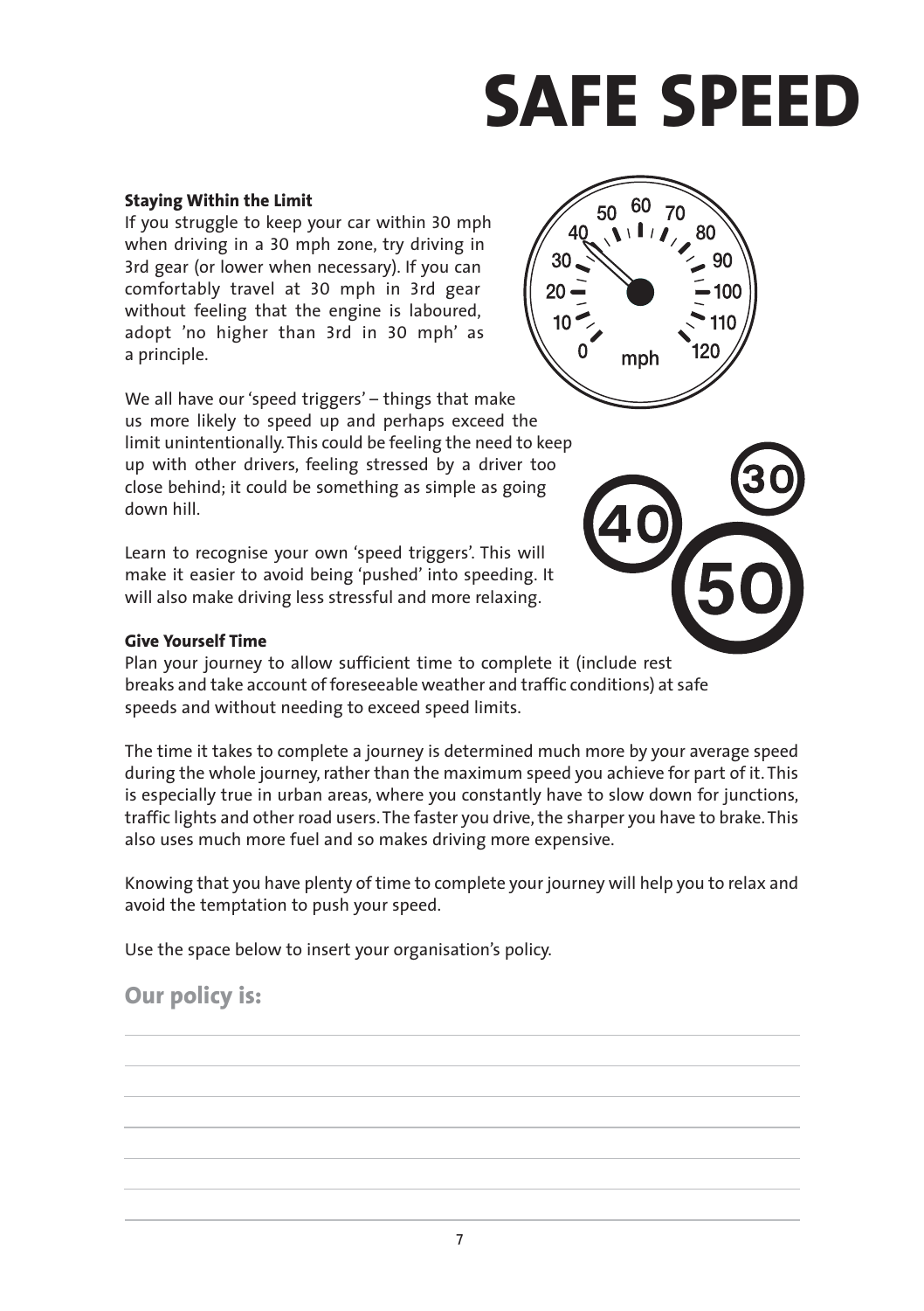# SAFE SPEED

**Staying Within the Limit**

If you struggle to keep your car within 30 mph when driving in a 30 mph zone, try driving in 3rd gear (or lower when necessary). If you can comfortably travel at 30 mph in 3rd gear without feeling that the engine is laboured, adopt 'no higher than 3rd in 30 mph' as a principle.

We all have our 'speed triggers' – things that make us more likely to speed up and perhaps exceed the limit unintentionally. This could be feeling the need to keep up with other drivers, feeling stressed by a driver too close behind; it could be something as simple as going down hill.

Learn to recognise your own 'speed triggers'. This will make it easier to avoid being 'pushed' into speeding. It will also make driving less stressful and more relaxing.

**Give Yourself Time**

Plan your journey to allow sufficient time to complete it (include rest breaks and take account of foreseeable weather and traffic conditions) at safe speeds and without needing to exceed speed limits.

The time it takes to complete a journey is determined much more by your average speed during the whole journey, rather than the maximum speed you achieve for part of it. This is especially true in urban areas, where you constantly have to slow down for junctions, traffic lights and other road users. The faster you drive, the sharper you have to brake. This also uses much more fuel and so makes driving more expensive.

Knowing that you have plenty of time to complete your journey will help you to relax and avoid the temptation to push your speed.

Use the space below to insert your organisation's policy.

## Our policy is: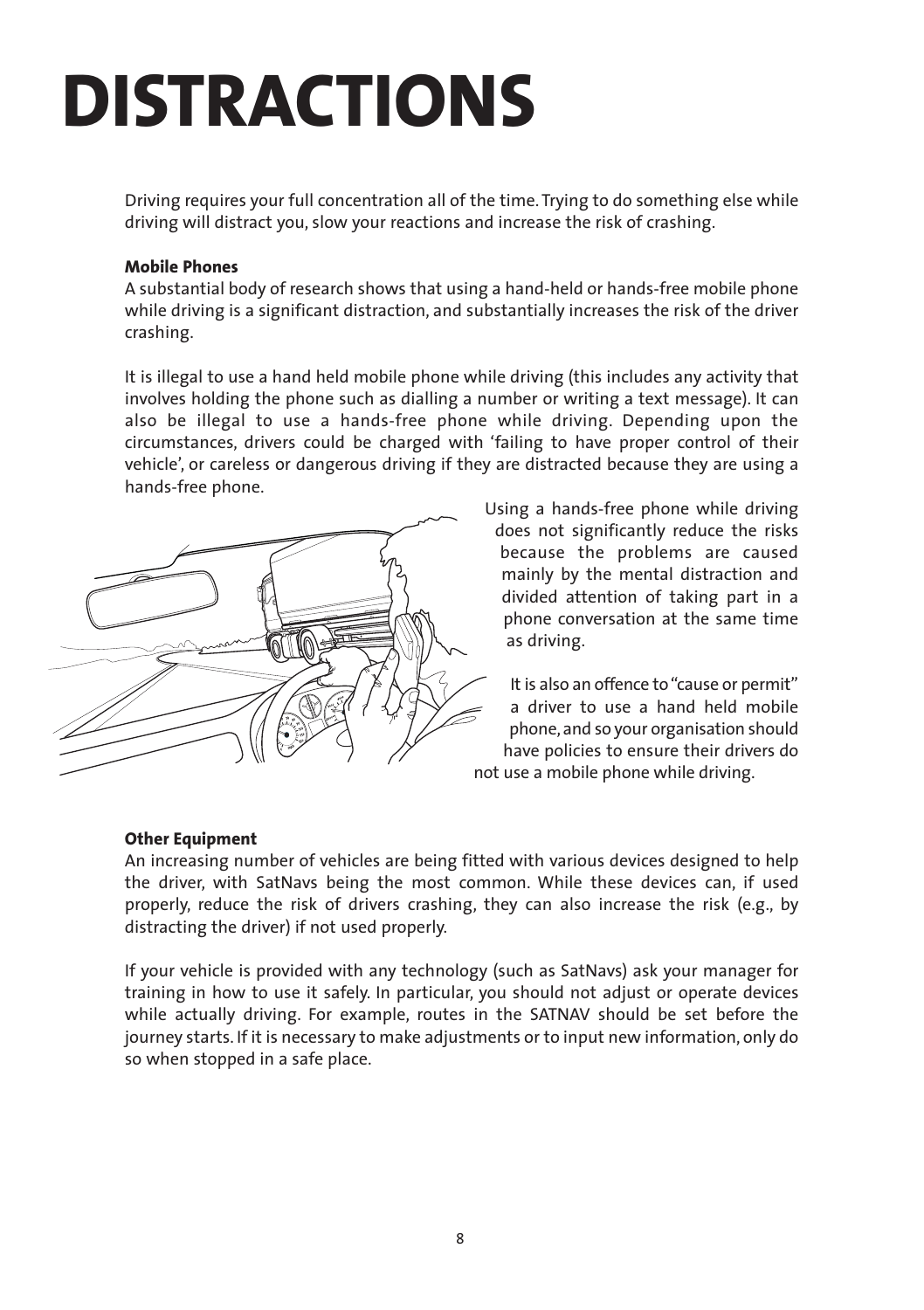# DISTRACTIONS

Driving requires your full concentration all of the time. Trying to do something else while driving will distract you, slow your reactions and increase the risk of crashing.

### Mobile Phones

A substantial body of research shows that using a hand-held or hands-free mobile phone while driving is a significant distraction, and substantially increases the risk of the driver crashing.

It is illegal to use a hand held mobile phone while driving (this includes any activity that involves holding the phone such as dialling a number or writing a text message). It can also be illegal to use a hands-free phone while driving. Depending upon the circumstances, drivers could be charged with 'failing to have proper control of their vehicle', or careless or dangerous driving if they are distracted because they are using a hands-free phone.

Using a hands-free phone while driving does not significantly reduce the risks because the problems are caused mainly by the mental distraction and divided attention of taking part in a phone conversation at the same time as driving.

It is also an offence to "cause or permit" a driver to use a hand held mobile phone, and so your organisation should have policies to ensure their drivers do not use a mobile phone while driving.

### Other Equipment

An increasing number of vehicles are being fitted with various devices designed to help the driver, with SatNavs being the most common. While these devices can, if used properly, reduce the risk of drivers crashing, they can also increase the risk (e.g., by distracting the driver) if not used properly.

If your vehicle is provided with any technology (such as SatNavs) ask your manager for training in how to use it safely. In particular, you should not adjust or operate devices while actually driving. For example, routes in the SATNAV should be set before the journey starts. If it is necessary to make adjustments or to input new information, only do so when stopped in a safe place.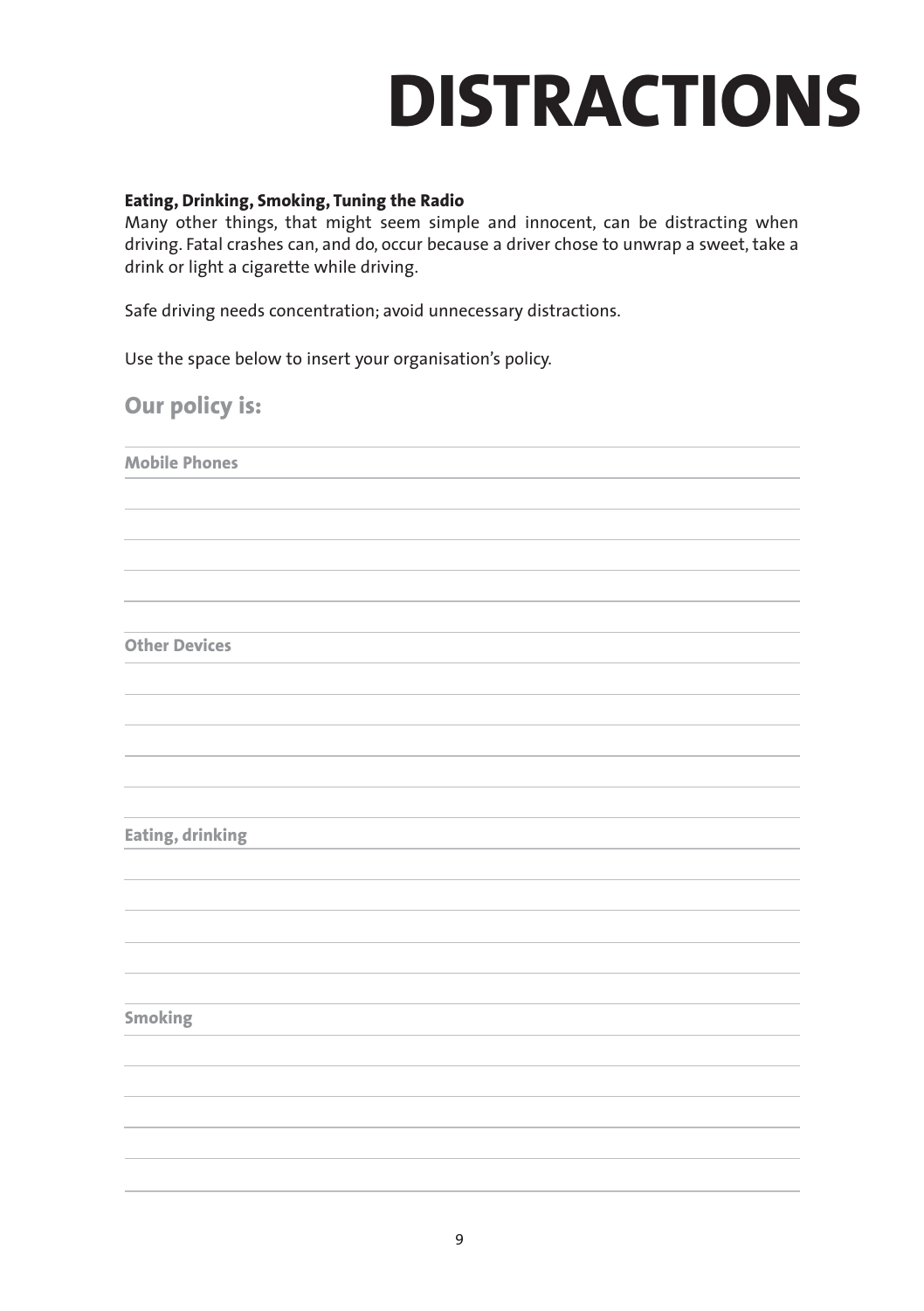# DISTRACTIONS

**Eating, Drinking, Smoking, Tuning the Radio**

Many other things, that might seem simple and innocent, can be distracting when driving. Fatal crashes can, and do, occur because a driver chose to unwrap a sweet, take a drink or light a cigarette while driving.

Safe driving needs concentration; avoid unnecessary distractions.

Use the space below to insert your organisation's policy.

## Our policy is:

**Mobile Phones**

**Other Devices**

**Eating, drinking**

**Smoking**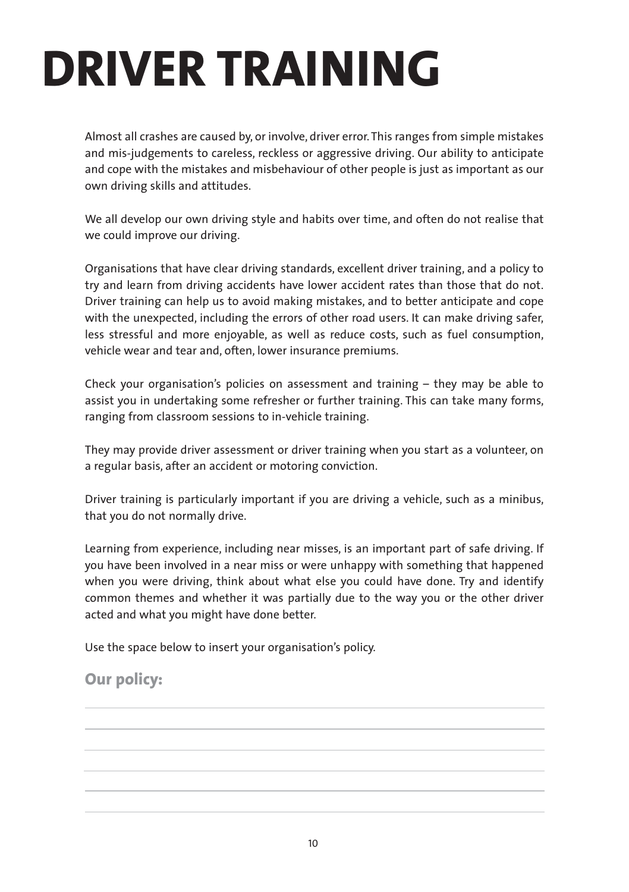# DRIVER TRAINING

Almost all crashes are caused by, or involve, driver error. This ranges from simple mistakes and mis-judgements to careless, reckless or aggressive driving. Our ability to anticipate and cope with the mistakes and misbehaviour of other people is just as important as our own driving skills and attitudes.

We all develop our own driving style and habits over time, and often do not realise that we could improve our driving.

Organisations that have clear driving standards, excellent driver training, and a policy to try and learn from driving accidents have lower accident rates than those that do not. Driver training can help us to avoid making mistakes, and to better anticipate and cope with the unexpected, including the errors of other road users. It can make driving safer, less stressful and more enjoyable, as well as reduce costs, such as fuel consumption, vehicle wear and tear and, often, lower insurance premiums.

Check your organisation's policies on assessment and training – they may be able to assist you in undertaking some refresher or further training. This can take many forms, ranging from classroom sessions to in-vehicle training.

They may provide driver assessment or driver training when you start as a volunteer, on a regular basis, after an accident or motoring conviction.

Driver training is particularly important if you are driving a vehicle, such as a minibus, that you do not normally drive.

Learning from experience, including near misses, is an important part of safe driving. If you have been involved in a near miss or were unhappy with something that happened when you were driving, think about what else you could have done. Try and identify common themes and whether it was partially due to the way you or the other driver acted and what you might have done better.

Use the space below to insert your organisation's policy.

## Our policy: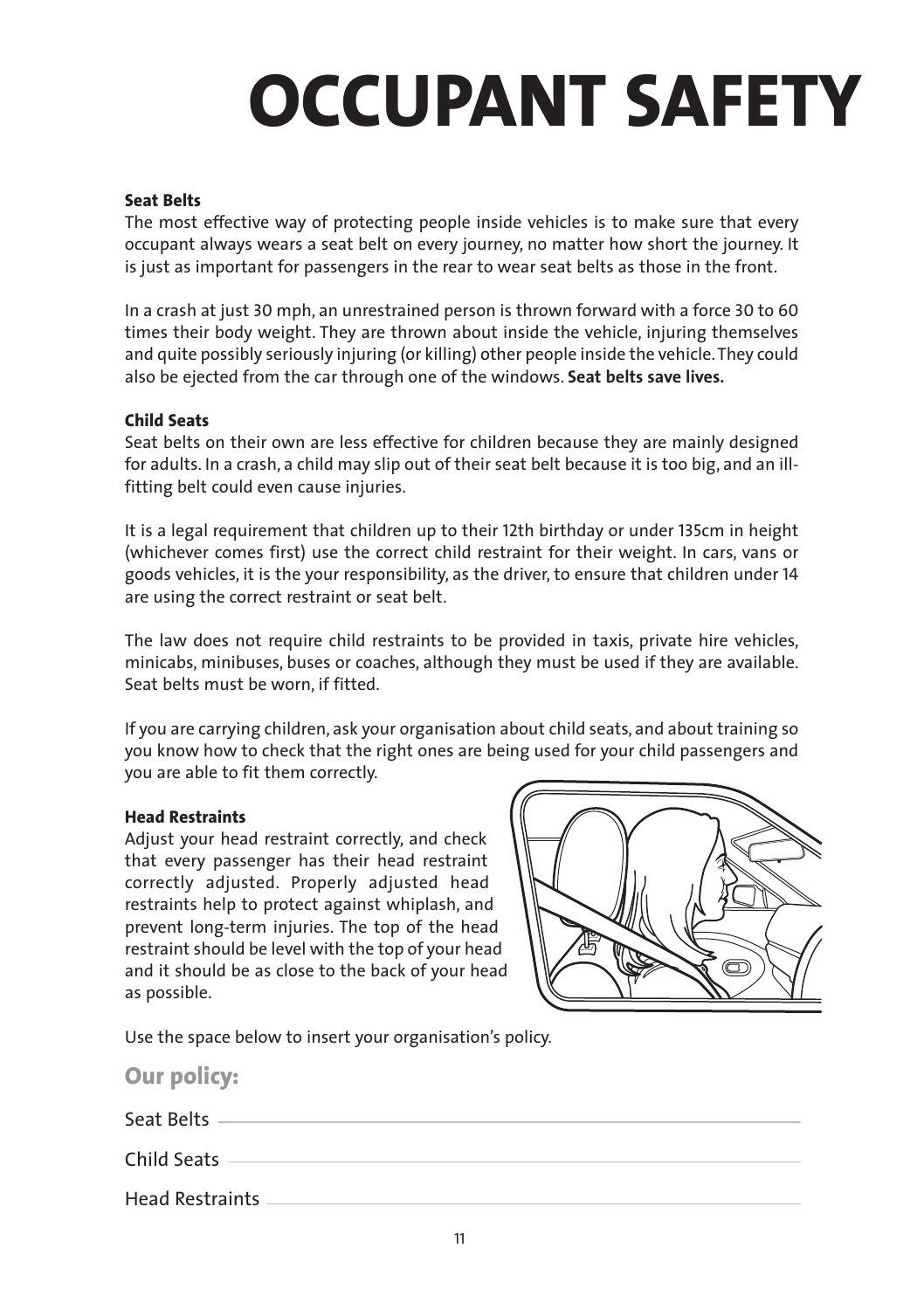# OCCUPANT SAFETY

### Seat Belts

The most effective way of protecting people inside vehicles is to make sure that every occupant always wears a seat belt on every journey, no matter how short the journey. It is just as important for passengers in the rear to wear seat belts as those in the front.

In a crash at just 30 mph, an unrestrained person is thrown forward with a force 30 to 60 times their body weight. They are thrown about inside the vehicle, injuring themselves and quite possibly seriously injuring (or killing) other people inside the vehicle. They could also be ejected from the car through one of the windows. **Seat belts save lives.**

### Child Seats

Seat belts on their own are less effective for children because they are mainly designed for adults. In a crash, a child may slip out of their seat belt because it is too big, and an ill-fitting belt could even cause injuries.

It is a legal requirement that children up to their 12th birthday or under 135cm in height (whichever comes first) use the correct child restraint for their weight. In cars, vans or goods vehicles, it is the your responsibility, as the driver, to ensure that children under 14 are using the correct restraint or seat belt.

The law does not require child restraints to be provided in taxis, private hire vehicles, minicabs, minibuses, buses or coaches, although they must be used if they are available. Seat belts must be worn, if fitted.

If you are carrying children, ask your organisation about child seats, and about training so you know how to check that the right ones are being used for your child passengers and you are able to fit them correctly.

### Head Restraints

Adjust your head restraint correctly, and check that every passenger has their head restraint correctly adjusted. Properly adjusted head restraints help to protect against whiplash, and prevent long-term injuries. The top of the head restraint should be level with the top of your head and it should be as close to the back of your head as possible.

Use the space below to insert your organisation's policy.

## Our policy:

Seat Belts ______________________________

Child Seats ______________________________

Head Restraints ______________________________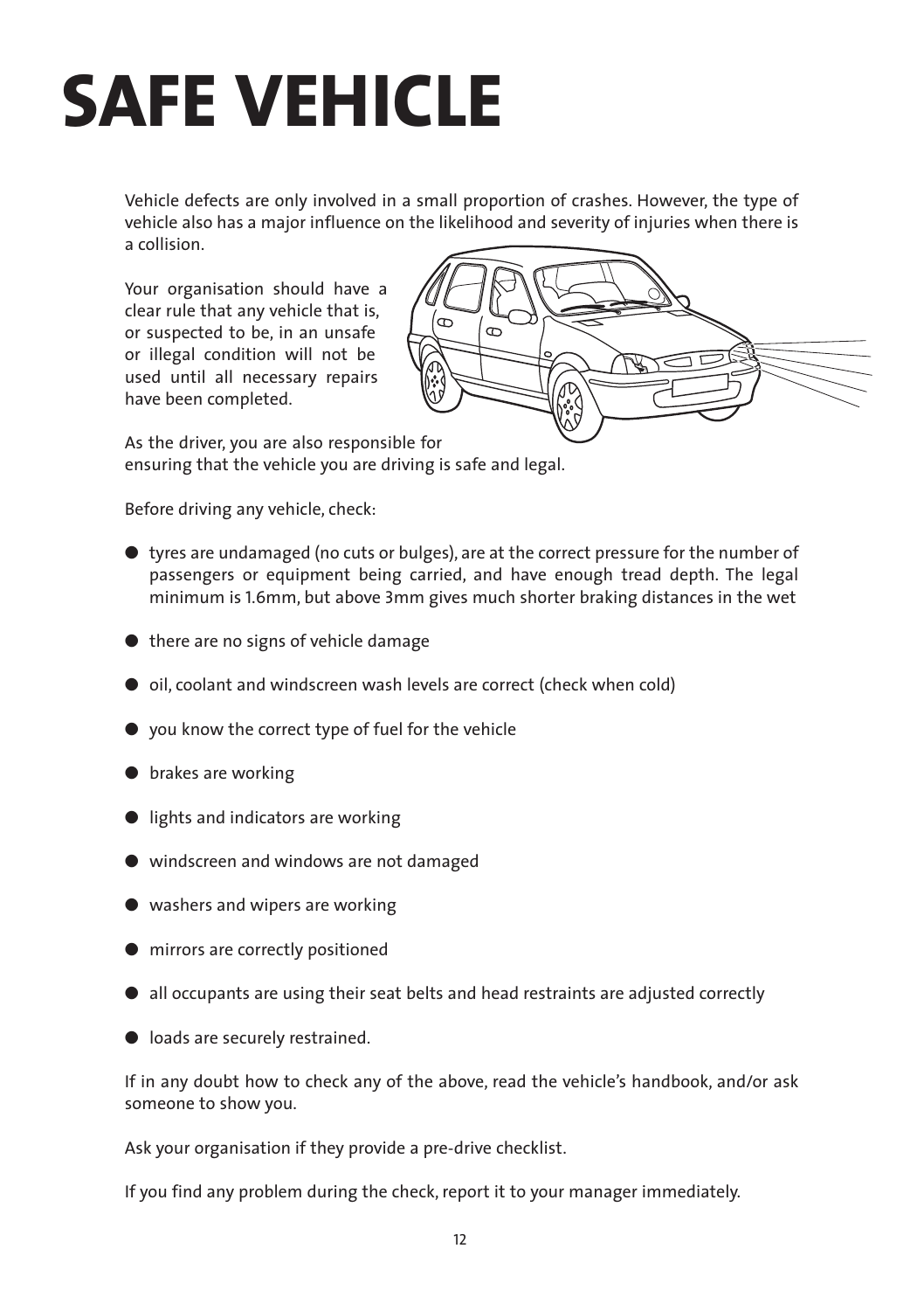# SAFE VEHICLE

Vehicle defects are only involved in a small proportion of crashes. However, the type of vehicle also has a major influence on the likelihood and severity of injuries when there is a collision.

Your organisation should have a clear rule that any vehicle that is, or suspected to be, in an unsafe or illegal condition will not be used until all necessary repairs have been completed.

As the driver, you are also responsible for ensuring that the vehicle you are driving is safe and legal.

Before driving any vehicle, check:

- tyres are undamaged (no cuts or bulges), are at the correct pressure for the number of passengers or equipment being carried, and have enough tread depth. The legal minimum is 1.6mm, but above 3mm gives much shorter braking distances in the wet
- there are no signs of vehicle damage
- oil, coolant and windscreen wash levels are correct (check when cold)
- you know the correct type of fuel for the vehicle
- brakes are working
- lights and indicators are working
- windscreen and windows are not damaged
- washers and wipers are working
- mirrors are correctly positioned
- all occupants are using their seat belts and head restraints are adjusted correctly
- loads are securely restrained.

If in any doubt how to check any of the above, read the vehicle's handbook, and/or ask someone to show you.

Ask your organisation if they provide a pre-drive checklist.

If you find any problem during the check, report it to your manager immediately.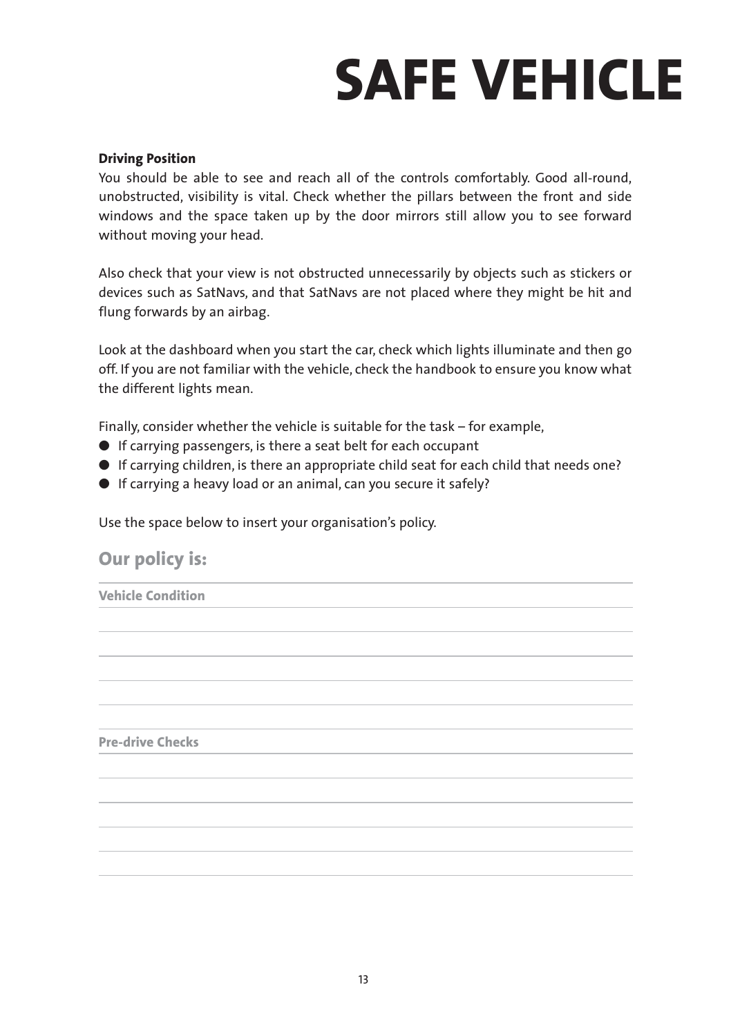# SAFE VEHICLE

**Driving Position**

You should be able to see and reach all of the controls comfortably. Good all-round, unobstructed, visibility is vital. Check whether the pillars between the front and side windows and the space taken up by the door mirrors still allow you to see forward without moving your head.

Also check that your view is not obstructed unnecessarily by objects such as stickers or devices such as SatNavs, and that SatNavs are not placed where they might be hit and flung forwards by an airbag.

Look at the dashboard when you start the car, check which lights illuminate and then go off. If you are not familiar with the vehicle, check the handbook to ensure you know what the different lights mean.

Finally, consider whether the vehicle is suitable for the task – for example,

- If carrying passengers, is there a seat belt for each occupant
- If carrying children, is there an appropriate child seat for each child that needs one?
- If carrying a heavy load or an animal, can you secure it safely?

Use the space below to insert your organisation's policy.

## Our policy is:

**Vehicle Condition**

**Pre-drive Checks**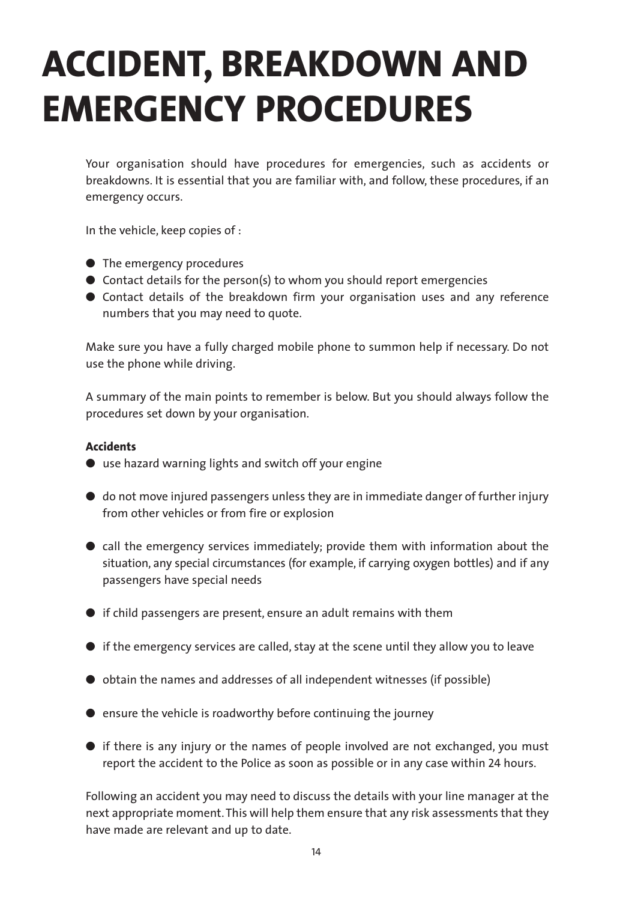# ACCIDENT, BREAKDOWN AND EMERGENCY PROCEDURES

Your organisation should have procedures for emergencies, such as accidents or breakdowns. It is essential that you are familiar with, and follow, these procedures, if an emergency occurs.

In the vehicle, keep copies of :

- The emergency procedures
- Contact details for the person(s) to whom you should report emergencies
- Contact details of the breakdown firm your organisation uses and any reference numbers that you may need to quote.

Make sure you have a fully charged mobile phone to summon help if necessary. Do not use the phone while driving.

A summary of the main points to remember is below. But you should always follow the procedures set down by your organisation.

**Accidents**

- use hazard warning lights and switch off your engine
- do not move injured passengers unless they are in immediate danger of further injury from other vehicles or from fire or explosion
- call the emergency services immediately; provide them with information about the situation, any special circumstances (for example, if carrying oxygen bottles) and if any passengers have special needs
- if child passengers are present, ensure an adult remains with them
- if the emergency services are called, stay at the scene until they allow you to leave
- obtain the names and addresses of all independent witnesses (if possible)
- ensure the vehicle is roadworthy before continuing the journey
- if there is any injury or the names of people involved are not exchanged, you must report the accident to the Police as soon as possible or in any case within 24 hours.

Following an accident you may need to discuss the details with your line manager at the next appropriate moment. This will help them ensure that any risk assessments that they have made are relevant and up to date.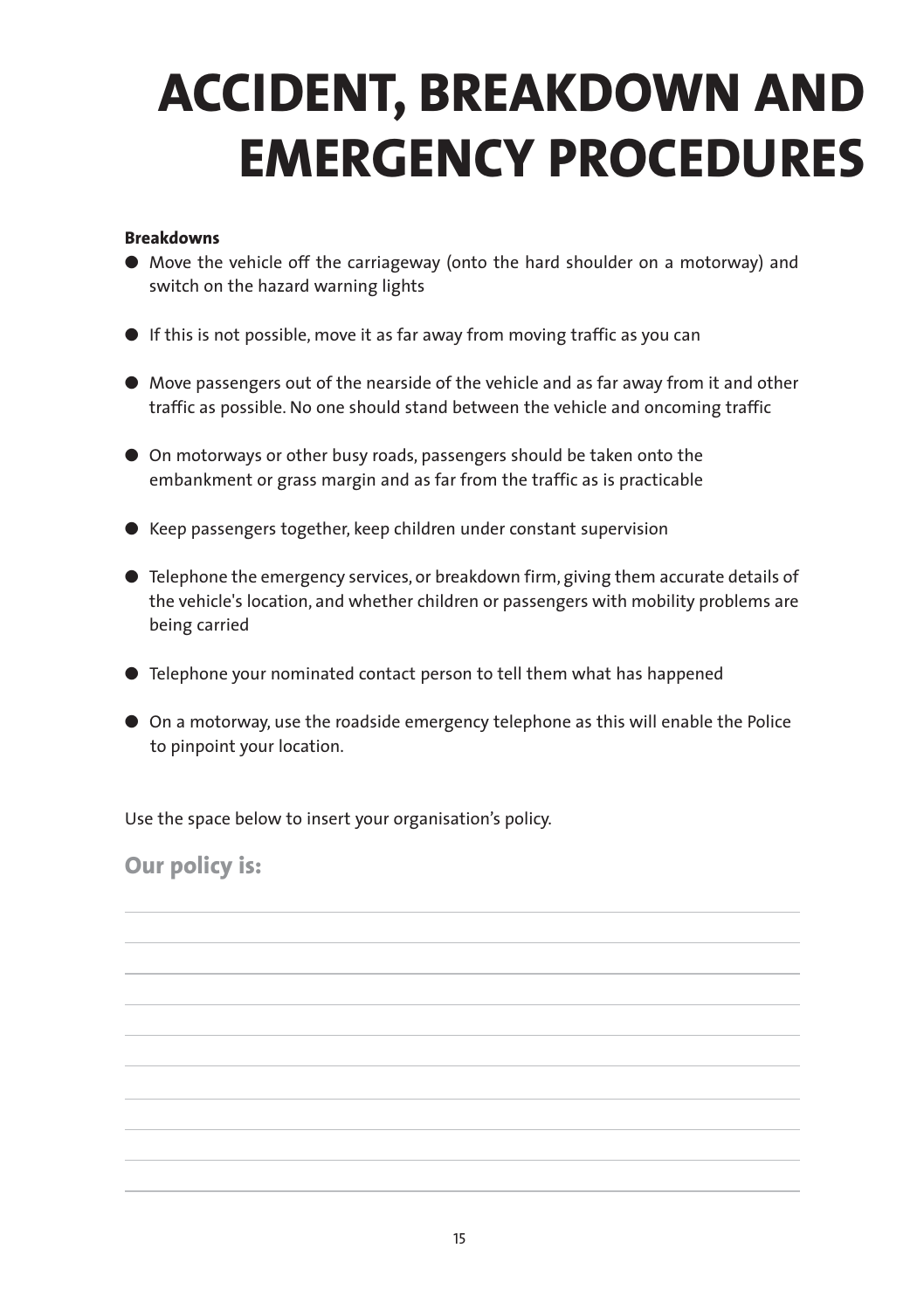# ACCIDENT, BREAKDOWN AND EMERGENCY PROCEDURES

**Breakdowns**

- Move the vehicle off the carriageway (onto the hard shoulder on a motorway) and switch on the hazard warning lights
- If this is not possible, move it as far away from moving traffic as you can
- Move passengers out of the nearside of the vehicle and as far away from it and other traffic as possible. No one should stand between the vehicle and oncoming traffic
- On motorways or other busy roads, passengers should be taken onto the embankment or grass margin and as far from the traffic as is practicable
- Keep passengers together, keep children under constant supervision
- Telephone the emergency services, or breakdown firm, giving them accurate details of the vehicle's location, and whether children or passengers with mobility problems are being carried
- Telephone your nominated contact person to tell them what has happened
- On a motorway, use the roadside emergency telephone as this will enable the Police to pinpoint your location.

Use the space below to insert your organisation's policy.

## Our policy is: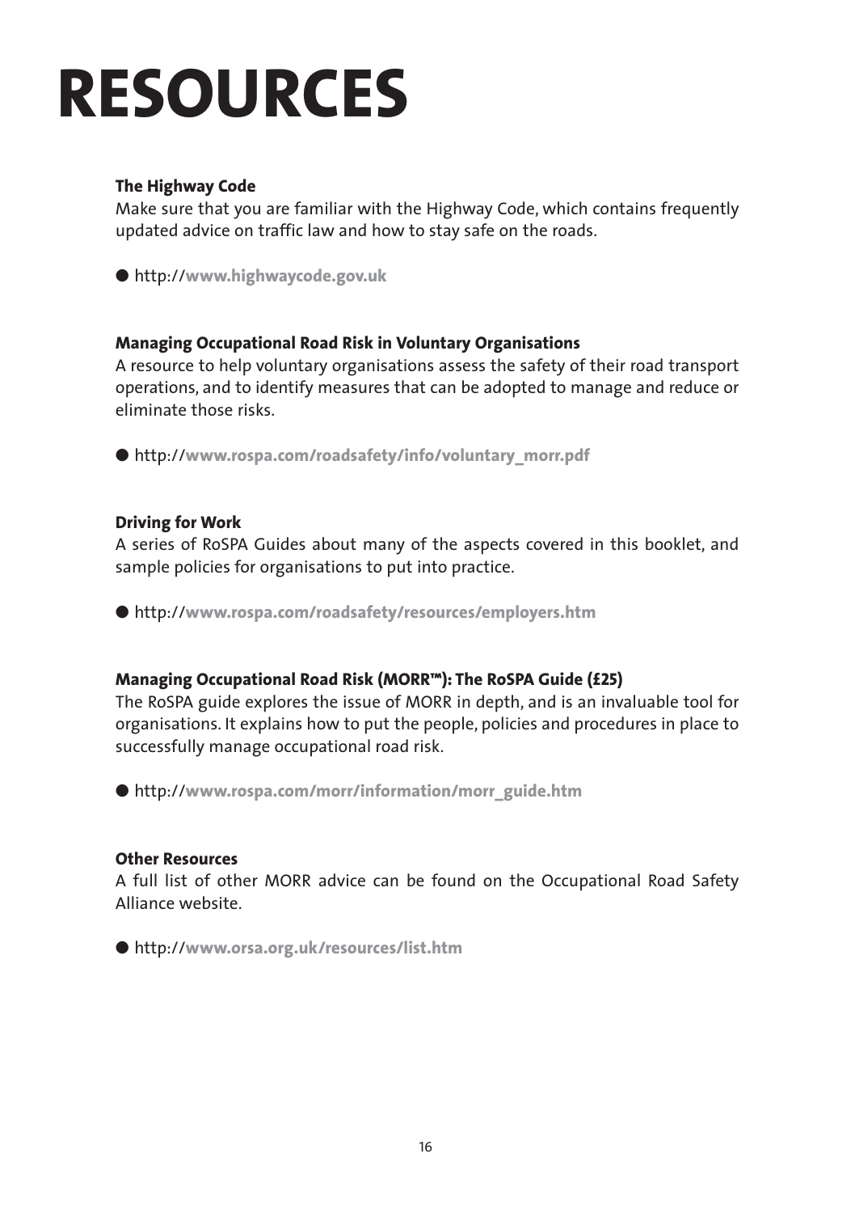# RESOURCES

### The Highway Code

Make sure that you are familiar with the Highway Code, which contains frequently updated advice on traffic law and how to stay safe on the roads.

- http://**www.highwaycode.gov.uk**

### Managing Occupational Road Risk in Voluntary Organisations

A resource to help voluntary organisations assess the safety of their road transport operations, and to identify measures that can be adopted to manage and reduce or eliminate those risks.

- http://**www.rospa.com/roadsafety/info/voluntary_morr.pdf**

### Driving for Work

A series of RoSPA Guides about many of the aspects covered in this booklet, and sample policies for organisations to put into practice.

- http://**www.rospa.com/roadsafety/resources/employers.htm**

### Managing Occupational Road Risk (MORR™): The RoSPA Guide (£25)

The RoSPA guide explores the issue of MORR in depth, and is an invaluable tool for organisations. It explains how to put the people, policies and procedures in place to successfully manage occupational road risk.

- http://**www.rospa.com/morr/information/morr_guide.htm**

### Other Resources

A full list of other MORR advice can be found on the Occupational Road Safety Alliance website.

- http://**www.orsa.org.uk/resources/list.htm**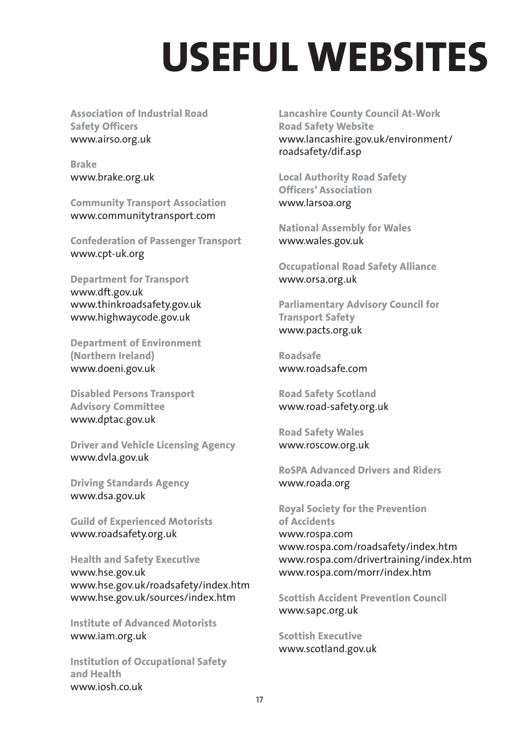# USEFUL WEBSITES

**Association of Industrial Road Safety Officers**
www.airso.org.uk

**Brake**
www.brake.org.uk

**Community Transport Association**
www.communitytransport.com

**Confederation of Passenger Transport**
www.cpt-uk.org

**Department for Transport**
www.dft.gov.uk
www.thinkroadsafety.gov.uk
www.highwaycode.gov.uk

**Department of Environment (Northern Ireland)**
www.doeni.gov.uk

**Disabled Persons Transport Advisory Committee**
www.dptac.gov.uk

**Driver and Vehicle Licensing Agency**
www.dvla.gov.uk

**Driving Standards Agency**
www.dsa.gov.uk

**Guild of Experienced Motorists**
www.roadsafety.org.uk

**Health and Safety Executive**
www.hse.gov.uk
www.hse.gov.uk/roadsafety/index.htm
www.hse.gov.uk/sources/index.htm

**Institute of Advanced Motorists**
www.iam.org.uk

**Institution of Occupational Safety and Health**
www.iosh.co.uk

**Lancashire County Council At-Work Road Safety Website**
www.lancashire.gov.uk/environment/roadsafety/dif.asp

**Local Authority Road Safety Officers' Association**
www.larsoa.org

**National Assembly for Wales**
www.wales.gov.uk

**Occupational Road Safety Alliance**
www.orsa.org.uk

**Parliamentary Advisory Council for Transport Safety**
www.pacts.org.uk

**Roadsafe**
www.roadsafe.com

**Road Safety Scotland**
www.road-safety.org.uk

**Road Safety Wales**
www.roscow.org.uk

**RoSPA Advanced Drivers and Riders**
www.roada.org

**Royal Society for the Prevention of Accidents**
www.rospa.com
www.rospa.com/roadsafety/index.htm
www.rospa.com/drivertraining/index.htm
www.rospa.com/morr/index.htm

**Scottish Accident Prevention Council**
www.sapc.org.uk

**Scottish Executive**
www.scotland.gov.uk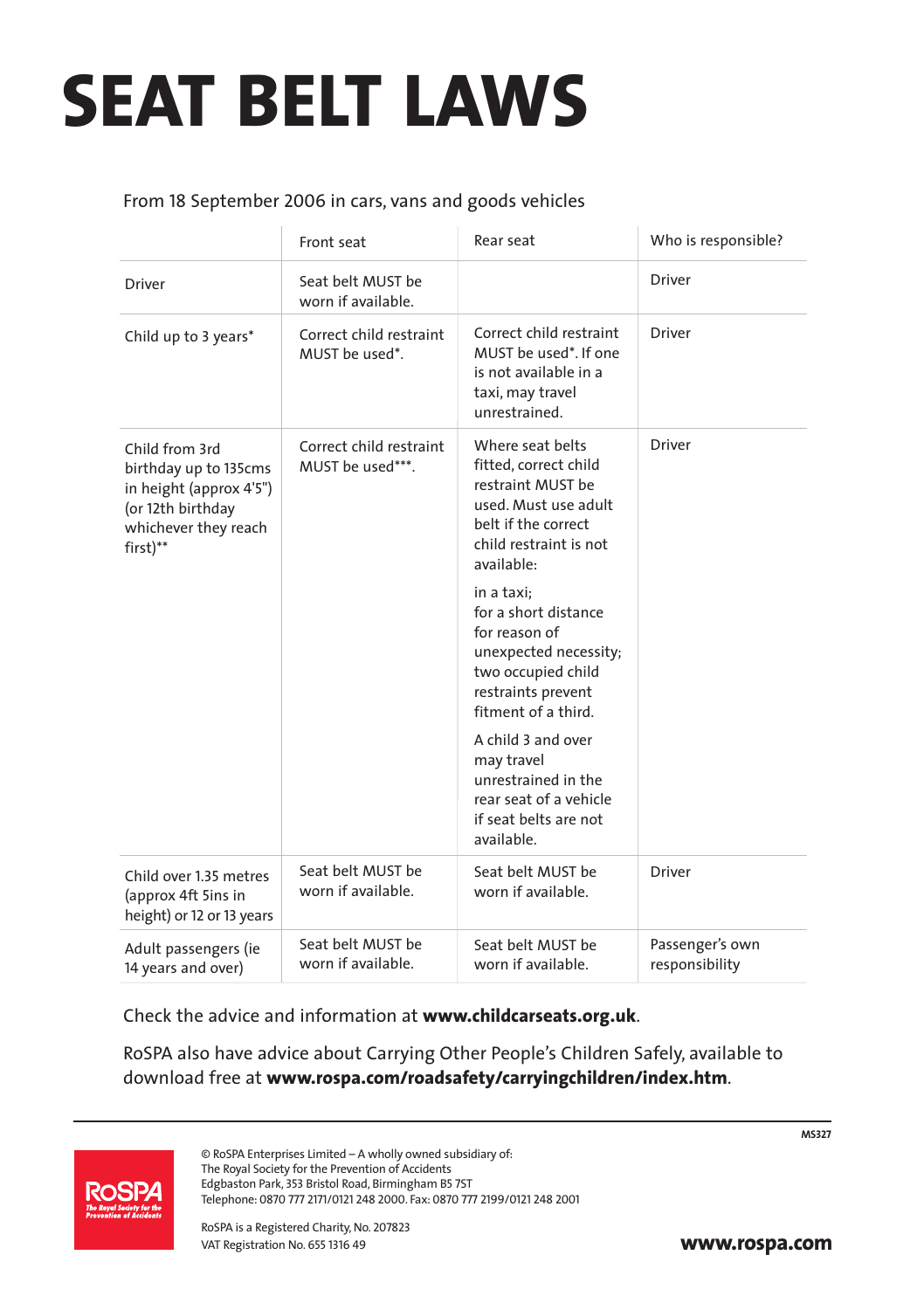# SEAT BELT LAWS

From 18 September 2006 in cars, vans and goods vehicles

| | Front seat | Rear seat | Who is responsible? |
|---|---|---|---|
| Driver | Seat belt MUST be worn if available. | | Driver |
| Child up to 3 years* | Correct child restraint MUST be used*. | Correct child restraint MUST be used*. If one is not available in a taxi, may travel unrestrained. | Driver |
| Child from 3rd birthday up to 135cms in height (approx 4'5") (or 12th birthday whichever they reach first)** | Correct child restraint MUST be used***. | Where seat belts fitted, correct child restraint MUST be used. Must use adult belt if the correct child restraint is not available:<br><br>in a taxi;<br>for a short distance for reason of unexpected necessity;<br>two occupied child restraints prevent fitment of a third.<br><br>A child 3 and over may travel unrestrained in the rear seat of a vehicle if seat belts are not available. | Driver |
| Child over 1.35 metres (approx 4ft 5ins in height) or 12 or 13 years | Seat belt MUST be worn if available. | Seat belt MUST be worn if available. | Driver |
| Adult passengers (ie 14 years and over) | Seat belt MUST be worn if available. | Seat belt MUST be worn if available. | Passenger's own responsibility |

Check the advice and information at **www.childcarseats.org.uk**.

RoSPA also have advice about Carrying Other People's Children Safely, available to download free at **www.rospa.com/roadsafety/carryingchildren/index.htm**.

MS327

RoSPA
The Royal Society for the Prevention of Accidents

© RoSPA Enterprises Limited – A wholly owned subsidiary of:
The Royal Society for the Prevention of Accidents
Edgbaston Park, 353 Bristol Road, Birmingham B5 7ST
Telephone: 0870 777 2171/0121 248 2000. Fax: 0870 777 2199/0121 248 2001

RoSPA is a Registered Charity, No. 207823
VAT Registration No. 655 1316 49

**www.rospa.com**